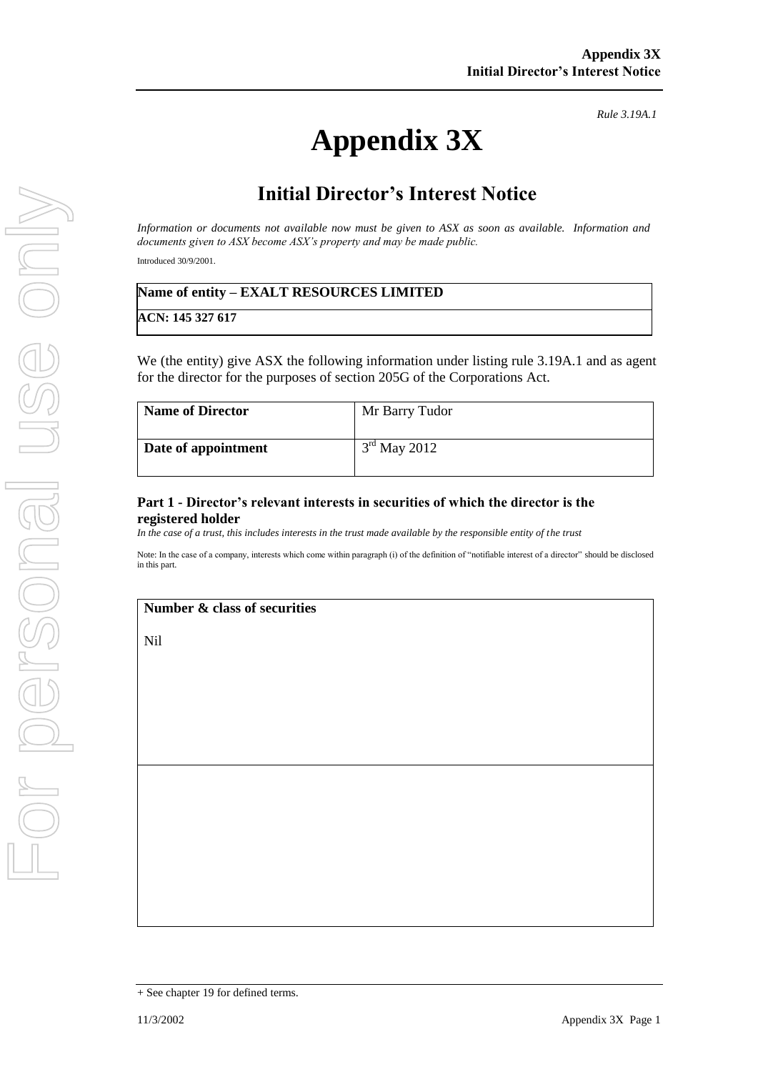*Rule 3.19A.1*

# Appendix 3X

## Initial Director's Interest Notice

*Information or documents not available now must be given to ASX as soon as available. Information and documents given to ASX become ASX's property and may be made public.*

Introduced 30/9/2001.

| **Name of entity – EXALT RESOURCES LIMITED** |
|---|
| **ACN: 145 327 617** |

We (the entity) give ASX the following information under listing rule 3.19A.1 and as agent for the director for the purposes of section 205G of the Corporations Act.

| **Name of Director** | Mr Barry Tudor |
|---|---|
| **Date of appointment** | 3rd May 2012 |

### Part 1 - Director's relevant interests in securities of which the director is the registered holder

*In the case of a trust, this includes interests in the trust made available by the responsible entity of the trust*

Note: In the case of a company, interests which come within paragraph (i) of the definition of "notifiable interest of a director" should be disclosed in this part.

| **Number & class of securities** |
|---|
| Nil |
| |

+ See chapter 19 for defined terms.

11/3/2002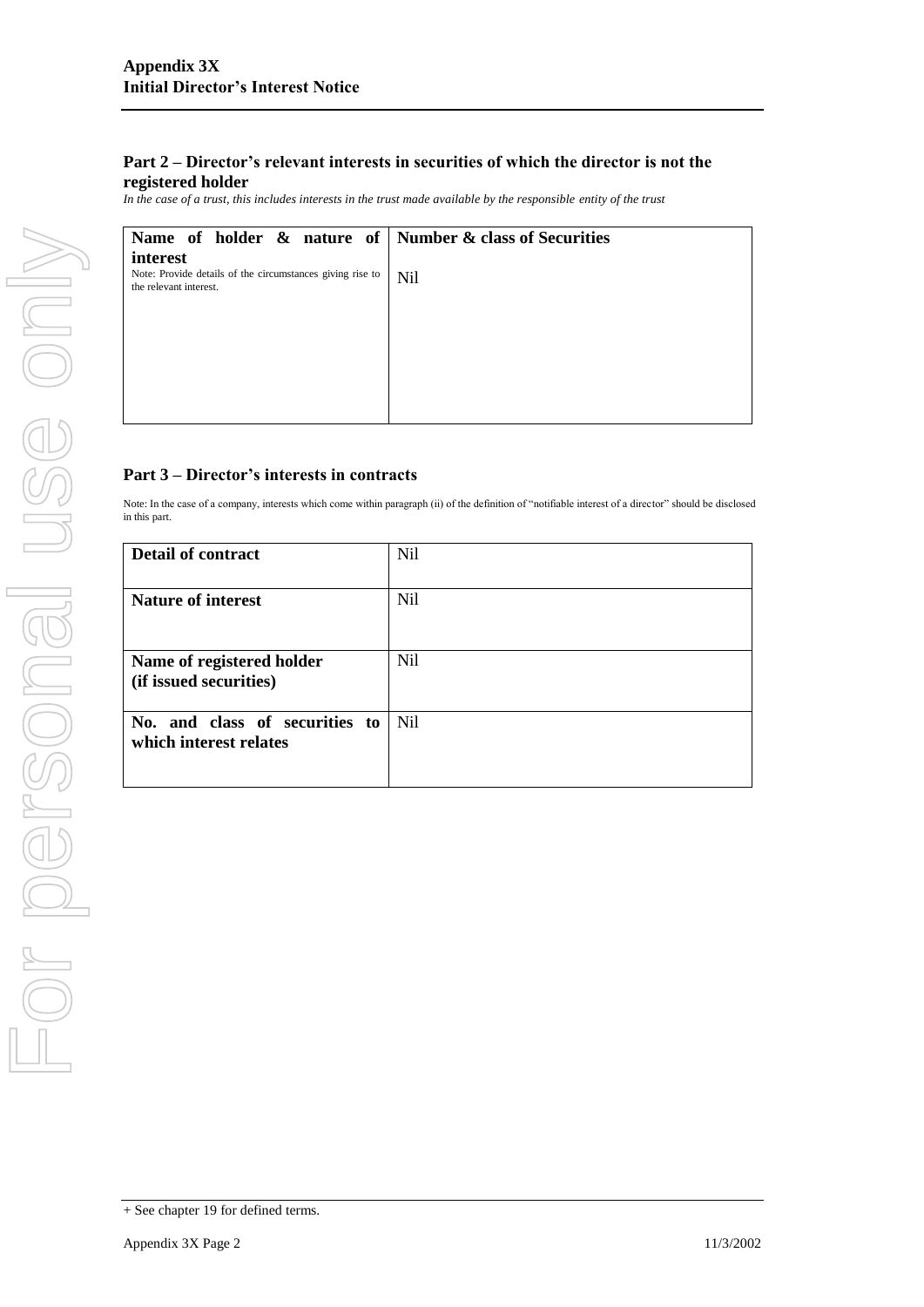## Part 2 – Director's relevant interests in securities of which the director is not the registered holder

*In the case of a trust, this includes interests in the trust made available by the responsible entity of the trust*

| Name of holder & nature of interest<br>Note: Provide details of the circumstances giving rise to the relevant interest. | Number & class of Securities |
|---|---|
| | Nil |

## Part 3 – Director's interests in contracts

Note: In the case of a company, interests which come within paragraph (ii) of the definition of "notifiable interest of a director" should be disclosed in this part.

| | |
|---|---|
| **Detail of contract** | Nil |
| **Nature of interest** | Nil |
| **Name of registered holder (if issued securities)** | Nil |
| **No. and class of securities to which interest relates** | Nil |

+ See chapter 19 for defined terms.